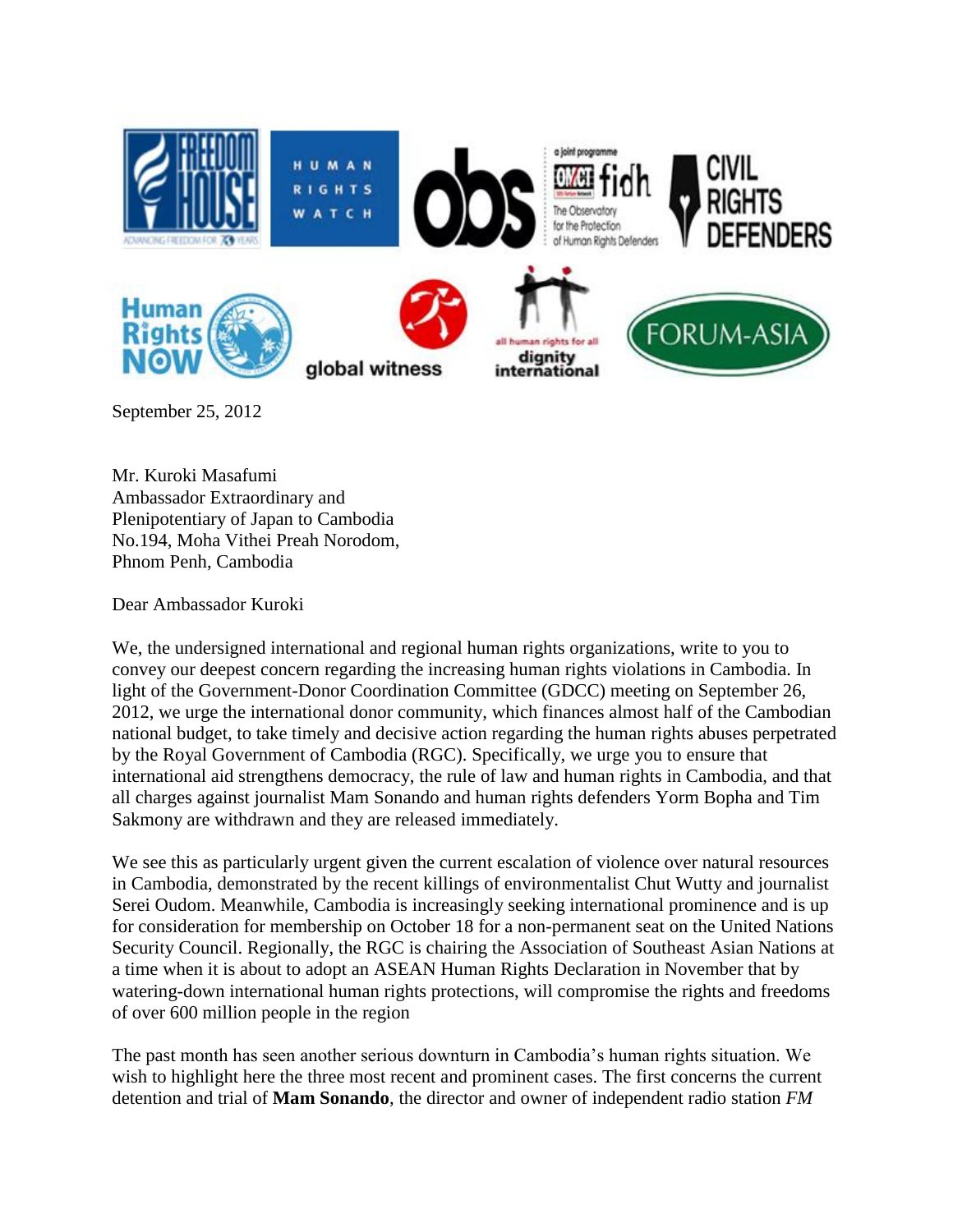September 25, 2012

Mr. Kuroki Masafumi
Ambassador Extraordinary and
Plenipotentiary of Japan to Cambodia
No.194, Moha Vithei Preah Norodom,
Phnom Penh, Cambodia

Dear Ambassador Kuroki

We, the undersigned international and regional human rights organizations, write to you to convey our deepest concern regarding the increasing human rights violations in Cambodia. In light of the Government-Donor Coordination Committee (GDCC) meeting on September 26, 2012, we urge the international donor community, which finances almost half of the Cambodian national budget, to take timely and decisive action regarding the human rights abuses perpetrated by the Royal Government of Cambodia (RGC). Specifically, we urge you to ensure that international aid strengthens democracy, the rule of law and human rights in Cambodia, and that all charges against journalist Mam Sonando and human rights defenders Yorm Bopha and Tim Sakmony are withdrawn and they are released immediately.

We see this as particularly urgent given the current escalation of violence over natural resources in Cambodia, demonstrated by the recent killings of environmentalist Chut Wutty and journalist Serei Oudom. Meanwhile, Cambodia is increasingly seeking international prominence and is up for consideration for membership on October 18 for a non-permanent seat on the United Nations Security Council. Regionally, the RGC is chairing the Association of Southeast Asian Nations at a time when it is about to adopt an ASEAN Human Rights Declaration in November that by watering-down international human rights protections, will compromise the rights and freedoms of over 600 million people in the region

The past month has seen another serious downturn in Cambodia's human rights situation. We wish to highlight here the three most recent and prominent cases. The first concerns the current detention and trial of **Mam Sonando**, the director and owner of independent radio station *FM*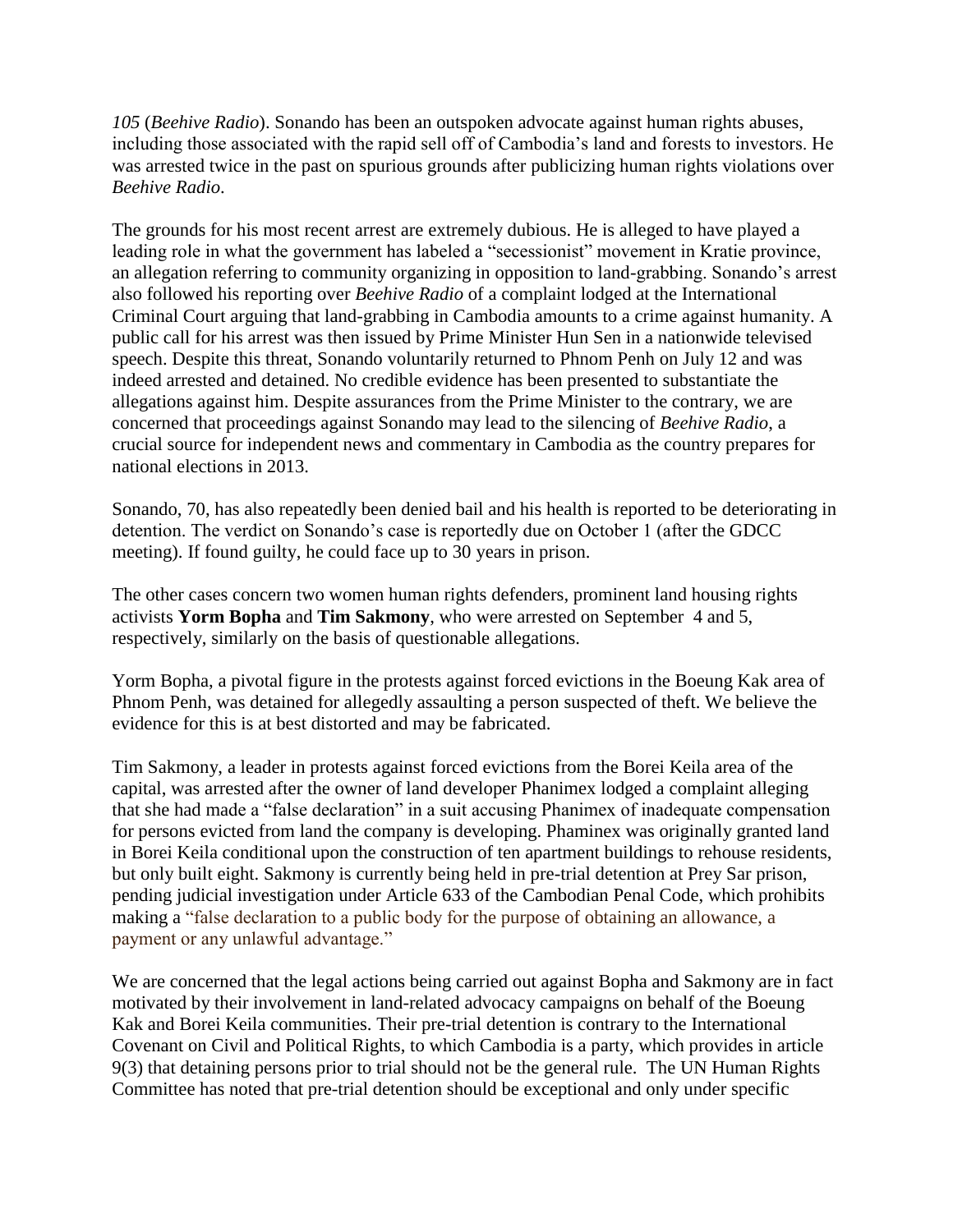*105* (*Beehive Radio*). Sonando has been an outspoken advocate against human rights abuses, including those associated with the rapid sell off of Cambodia's land and forests to investors. He was arrested twice in the past on spurious grounds after publicizing human rights violations over *Beehive Radio*.

The grounds for his most recent arrest are extremely dubious. He is alleged to have played a leading role in what the government has labeled a "secessionist" movement in Kratie province, an allegation referring to community organizing in opposition to land-grabbing. Sonando's arrest also followed his reporting over *Beehive Radio* of a complaint lodged at the International Criminal Court arguing that land-grabbing in Cambodia amounts to a crime against humanity. A public call for his arrest was then issued by Prime Minister Hun Sen in a nationwide televised speech. Despite this threat, Sonando voluntarily returned to Phnom Penh on July 12 and was indeed arrested and detained. No credible evidence has been presented to substantiate the allegations against him. Despite assurances from the Prime Minister to the contrary, we are concerned that proceedings against Sonando may lead to the silencing of *Beehive Radio*, a crucial source for independent news and commentary in Cambodia as the country prepares for national elections in 2013.

Sonando, 70, has also repeatedly been denied bail and his health is reported to be deteriorating in detention. The verdict on Sonando's case is reportedly due on October 1 (after the GDCC meeting). If found guilty, he could face up to 30 years in prison.

The other cases concern two women human rights defenders, prominent land housing rights activists **Yorm Bopha** and **Tim Sakmony**, who were arrested on September 4 and 5, respectively, similarly on the basis of questionable allegations.

Yorm Bopha, a pivotal figure in the protests against forced evictions in the Boeung Kak area of Phnom Penh, was detained for allegedly assaulting a person suspected of theft. We believe the evidence for this is at best distorted and may be fabricated.

Tim Sakmony, a leader in protests against forced evictions from the Borei Keila area of the capital, was arrested after the owner of land developer Phanimex lodged a complaint alleging that she had made a "false declaration" in a suit accusing Phanimex of inadequate compensation for persons evicted from land the company is developing. Phaminex was originally granted land in Borei Keila conditional upon the construction of ten apartment buildings to rehouse residents, but only built eight. Sakmony is currently being held in pre-trial detention at Prey Sar prison, pending judicial investigation under Article 633 of the Cambodian Penal Code, which prohibits making a "false declaration to a public body for the purpose of obtaining an allowance, a payment or any unlawful advantage."

We are concerned that the legal actions being carried out against Bopha and Sakmony are in fact motivated by their involvement in land-related advocacy campaigns on behalf of the Boeung Kak and Borei Keila communities. Their pre-trial detention is contrary to the International Covenant on Civil and Political Rights, to which Cambodia is a party, which provides in article 9(3) that detaining persons prior to trial should not be the general rule. The UN Human Rights Committee has noted that pre-trial detention should be exceptional and only under specific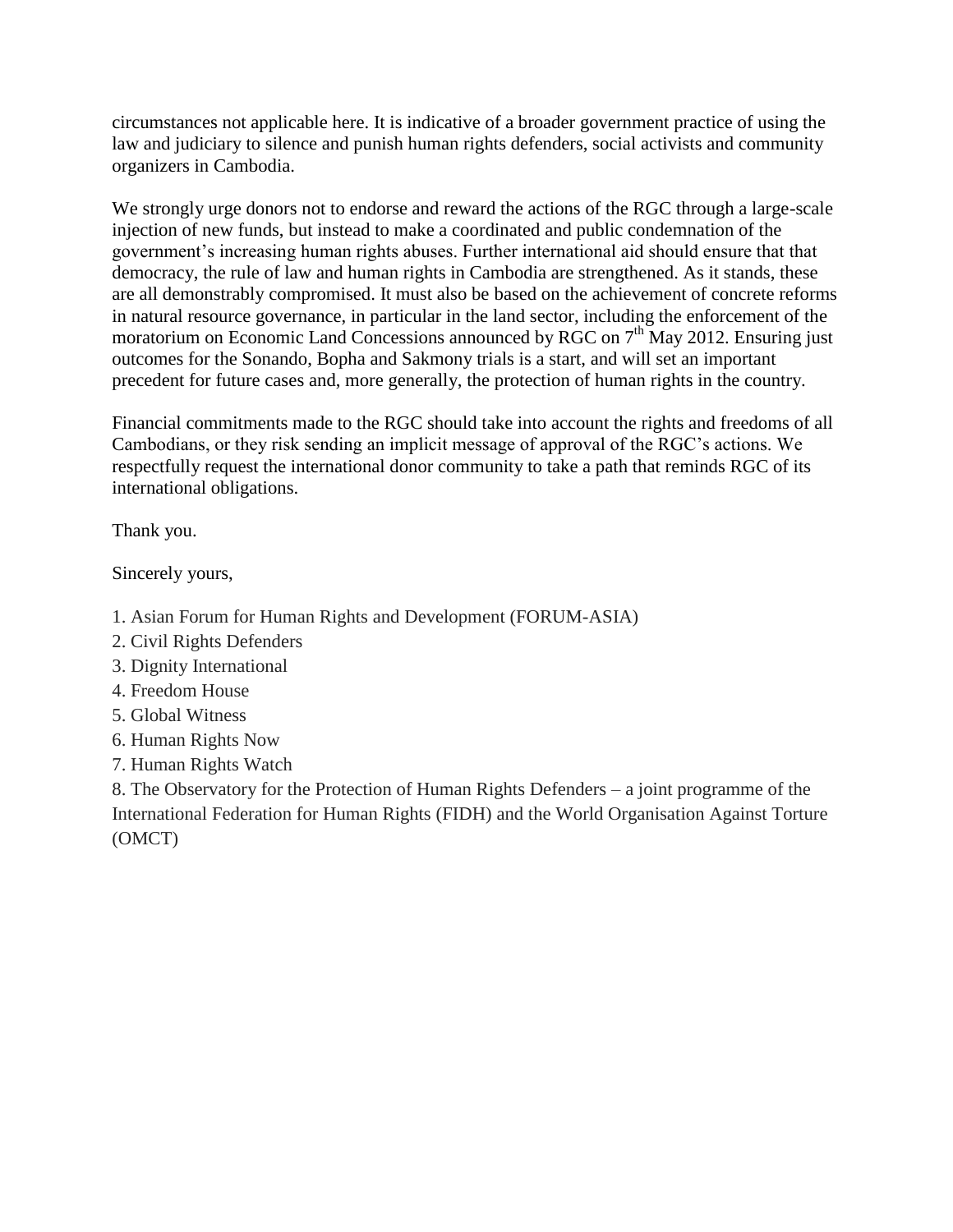circumstances not applicable here. It is indicative of a broader government practice of using the law and judiciary to silence and punish human rights defenders, social activists and community organizers in Cambodia.

We strongly urge donors not to endorse and reward the actions of the RGC through a large-scale injection of new funds, but instead to make a coordinated and public condemnation of the government's increasing human rights abuses. Further international aid should ensure that that democracy, the rule of law and human rights in Cambodia are strengthened. As it stands, these are all demonstrably compromised. It must also be based on the achievement of concrete reforms in natural resource governance, in particular in the land sector, including the enforcement of the moratorium on Economic Land Concessions announced by RGC on 7th May 2012. Ensuring just outcomes for the Sonando, Bopha and Sakmony trials is a start, and will set an important precedent for future cases and, more generally, the protection of human rights in the country.

Financial commitments made to the RGC should take into account the rights and freedoms of all Cambodians, or they risk sending an implicit message of approval of the RGC's actions. We respectfully request the international donor community to take a path that reminds RGC of its international obligations.

Thank you.

Sincerely yours,

1. Asian Forum for Human Rights and Development (FORUM-ASIA)
2. Civil Rights Defenders
3. Dignity International
4. Freedom House
5. Global Witness
6. Human Rights Now
7. Human Rights Watch
8. The Observatory for the Protection of Human Rights Defenders – a joint programme of the International Federation for Human Rights (FIDH) and the World Organisation Against Torture (OMCT)